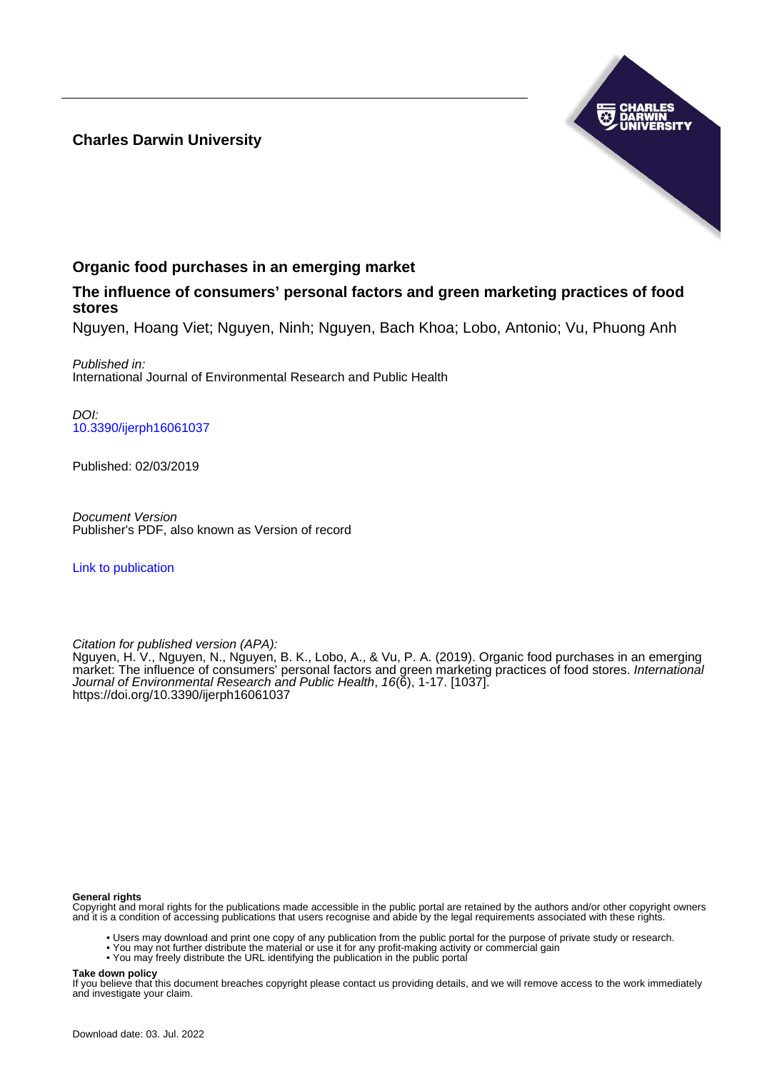**Charles Darwin University**

## Organic food purchases in an emerging market

### The influence of consumers' personal factors and green marketing practices of food stores

Nguyen, Hoang Viet; Nguyen, Ninh; Nguyen, Bach Khoa; Lobo, Antonio; Vu, Phuong Anh

*Published in:*
International Journal of Environmental Research and Public Health

*DOI:*
10.3390/ijerph16061037

Published: 02/03/2019

*Document Version*
Publisher's PDF, also known as Version of record

Link to publication

*Citation for published version (APA):*
Nguyen, H. V., Nguyen, N., Nguyen, B. K., Lobo, A., & Vu, P. A. (2019). Organic food purchases in an emerging market: The influence of consumers' personal factors and green marketing practices of food stores. *International Journal of Environmental Research and Public Health*, *16*(6), 1-17. [1037]. https://doi.org/10.3390/ijerph16061037

**General rights**
Copyright and moral rights for the publications made accessible in the public portal are retained by the authors and/or other copyright owners and it is a condition of accessing publications that users recognise and abide by the legal requirements associated with these rights.

- Users may download and print one copy of any publication from the public portal for the purpose of private study or research.
- You may not further distribute the material or use it for any profit-making activity or commercial gain
- You may freely distribute the URL identifying the publication in the public portal

**Take down policy**
If you believe that this document breaches copyright please contact us providing details, and we will remove access to the work immediately and investigate your claim.

Download date: 03. Jul. 2022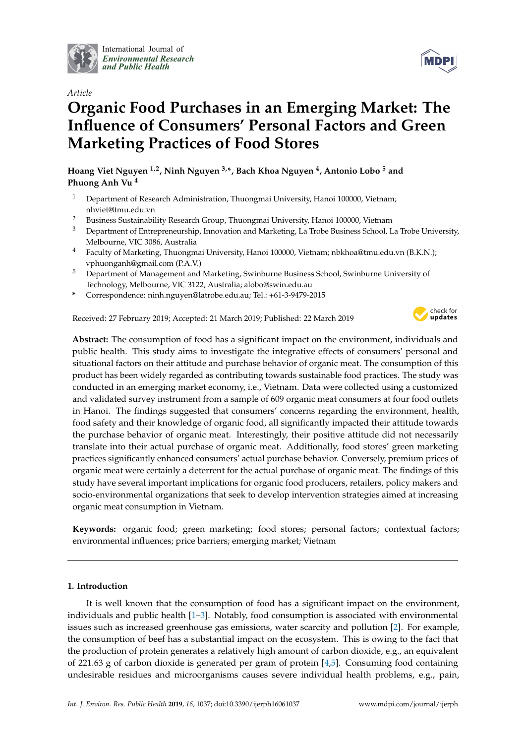# Organic Food Purchases in an Emerging Market: The Influence of Consumers' Personal Factors and Green Marketing Practices of Food Stores

*Article*

**Hoang Viet Nguyen [1,2], Ninh Nguyen [3,*], Bach Khoa Nguyen [4], Antonio Lobo [5] and Phuong Anh Vu [4]**

[1] Department of Research Administration, Thuongmai University, Hanoi 100000, Vietnam; nhviet@tmu.edu.vn

[2] Business Sustainability Research Group, Thuongmai University, Hanoi 100000, Vietnam

[3] Department of Entrepreneurship, Innovation and Marketing, La Trobe Business School, La Trobe University, Melbourne, VIC 3086, Australia

[4] Faculty of Marketing, Thuongmai University, Hanoi 100000, Vietnam; nbkhoa@tmu.edu.vn (B.K.N.); vphuonganh@gmail.com (P.A.V.)

[5] Department of Management and Marketing, Swinburne Business School, Swinburne University of Technology, Melbourne, VIC 3122, Australia; alobo@swin.edu.au

\* Correspondence: ninh.nguyen@latrobe.edu.au; Tel.: +61-3-9479-2015

Received: 27 February 2019; Accepted: 21 March 2019; Published: 22 March 2019

**Abstract:** The consumption of food has a significant impact on the environment, individuals and public health. This study aims to investigate the integrative effects of consumers' personal and situational factors on their attitude and purchase behavior of organic meat. The consumption of this product has been widely regarded as contributing towards sustainable food practices. The study was conducted in an emerging market economy, i.e., Vietnam. Data were collected using a customized and validated survey instrument from a sample of 609 organic meat consumers at four food outlets in Hanoi. The findings suggested that consumers' concerns regarding the environment, health, food safety and their knowledge of organic food, all significantly impacted their attitude towards the purchase behavior of organic meat. Interestingly, their positive attitude did not necessarily translate into their actual purchase of organic meat. Additionally, food stores' green marketing practices significantly enhanced consumers' actual purchase behavior. Conversely, premium prices of organic meat were certainly a deterrent for the actual purchase of organic meat. The findings of this study have several important implications for organic food producers, retailers, policy makers and socio-environmental organizations that seek to develop intervention strategies aimed at increasing organic meat consumption in Vietnam.

**Keywords:** organic food; green marketing; food stores; personal factors; contextual factors; environmental influences; price barriers; emerging market; Vietnam

## 1. Introduction

It is well known that the consumption of food has a significant impact on the environment, individuals and public health [1–3]. Notably, food consumption is associated with environmental issues such as increased greenhouse gas emissions, water scarcity and pollution [2]. For example, the consumption of beef has a substantial impact on the ecosystem. This is owing to the fact that the production of protein generates a relatively high amount of carbon dioxide, e.g., an equivalent of 221.63 g of carbon dioxide is generated per gram of protein [4,5]. Consuming food containing undesirable residues and microorganisms causes severe individual health problems, e.g., pain,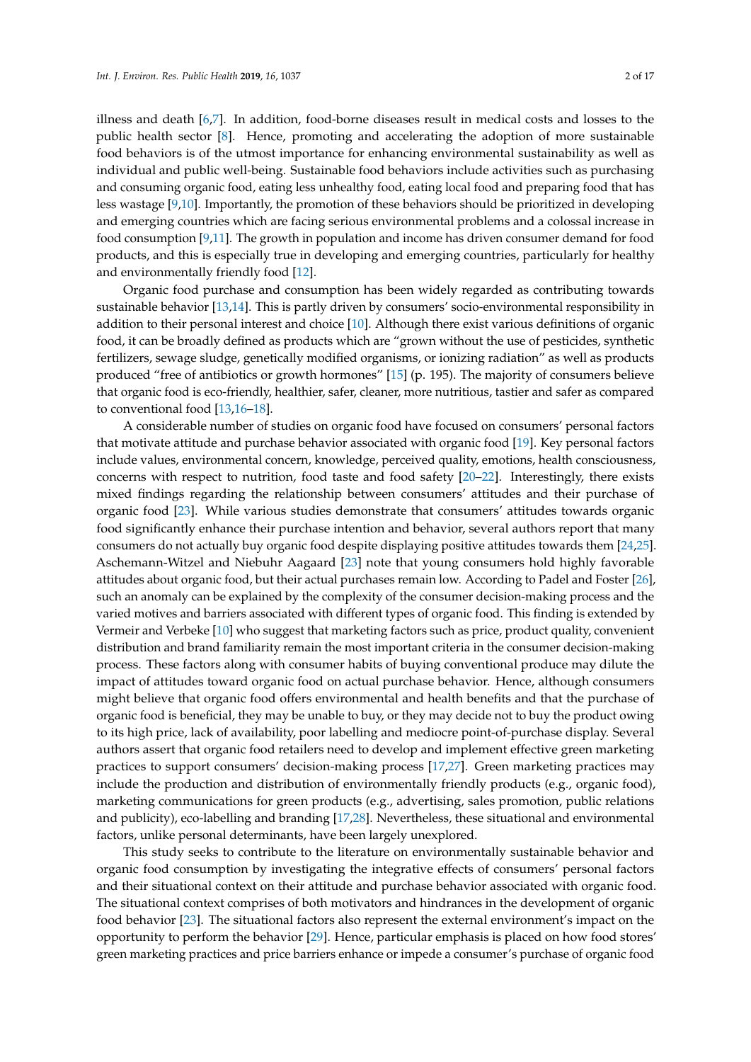illness and death [6,7]. In addition, food-borne diseases result in medical costs and losses to the public health sector [8]. Hence, promoting and accelerating the adoption of more sustainable food behaviors is of the utmost importance for enhancing environmental sustainability as well as individual and public well-being. Sustainable food behaviors include activities such as purchasing and consuming organic food, eating less unhealthy food, eating local food and preparing food that has less wastage [9,10]. Importantly, the promotion of these behaviors should be prioritized in developing and emerging countries which are facing serious environmental problems and a colossal increase in food consumption [9,11]. The growth in population and income has driven consumer demand for food products, and this is especially true in developing and emerging countries, particularly for healthy and environmentally friendly food [12].

Organic food purchase and consumption has been widely regarded as contributing towards sustainable behavior [13,14]. This is partly driven by consumers' socio-environmental responsibility in addition to their personal interest and choice [10]. Although there exist various definitions of organic food, it can be broadly defined as products which are "grown without the use of pesticides, synthetic fertilizers, sewage sludge, genetically modified organisms, or ionizing radiation" as well as products produced "free of antibiotics or growth hormones" [15] (p. 195). The majority of consumers believe that organic food is eco-friendly, healthier, safer, cleaner, more nutritious, tastier and safer as compared to conventional food [13,16–18].

A considerable number of studies on organic food have focused on consumers' personal factors that motivate attitude and purchase behavior associated with organic food [19]. Key personal factors include values, environmental concern, knowledge, perceived quality, emotions, health consciousness, concerns with respect to nutrition, food taste and food safety [20–22]. Interestingly, there exists mixed findings regarding the relationship between consumers' attitudes and their purchase of organic food [23]. While various studies demonstrate that consumers' attitudes towards organic food significantly enhance their purchase intention and behavior, several authors report that many consumers do not actually buy organic food despite displaying positive attitudes towards them [24,25]. Aschemann-Witzel and Niebuhr Aagaard [23] note that young consumers hold highly favorable attitudes about organic food, but their actual purchases remain low. According to Padel and Foster [26], such an anomaly can be explained by the complexity of the consumer decision-making process and the varied motives and barriers associated with different types of organic food. This finding is extended by Vermeir and Verbeke [10] who suggest that marketing factors such as price, product quality, convenient distribution and brand familiarity remain the most important criteria in the consumer decision-making process. These factors along with consumer habits of buying conventional produce may dilute the impact of attitudes toward organic food on actual purchase behavior. Hence, although consumers might believe that organic food offers environmental and health benefits and that the purchase of organic food is beneficial, they may be unable to buy, or they may decide not to buy the product owing to its high price, lack of availability, poor labelling and mediocre point-of-purchase display. Several authors assert that organic food retailers need to develop and implement effective green marketing practices to support consumers' decision-making process [17,27]. Green marketing practices may include the production and distribution of environmentally friendly products (e.g., organic food), marketing communications for green products (e.g., advertising, sales promotion, public relations and publicity), eco-labelling and branding [17,28]. Nevertheless, these situational and environmental factors, unlike personal determinants, have been largely unexplored.

This study seeks to contribute to the literature on environmentally sustainable behavior and organic food consumption by investigating the integrative effects of consumers' personal factors and their situational context on their attitude and purchase behavior associated with organic food. The situational context comprises of both motivators and hindrances in the development of organic food behavior [23]. The situational factors also represent the external environment's impact on the opportunity to perform the behavior [29]. Hence, particular emphasis is placed on how food stores' green marketing practices and price barriers enhance or impede a consumer's purchase of organic food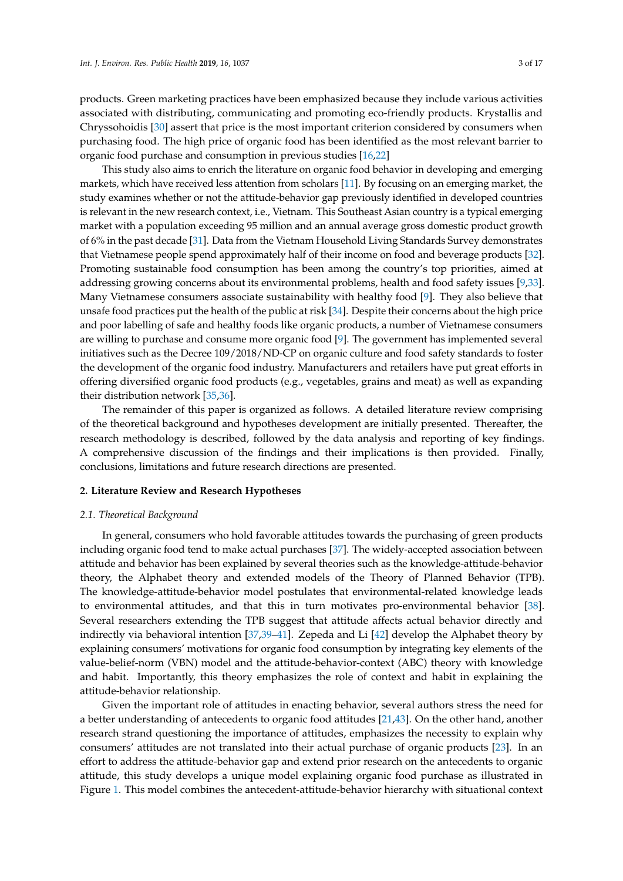products. Green marketing practices have been emphasized because they include various activities associated with distributing, communicating and promoting eco-friendly products. Krystallis and Chryssohoidis [30] assert that price is the most important criterion considered by consumers when purchasing food. The high price of organic food has been identified as the most relevant barrier to organic food purchase and consumption in previous studies [16,22]

This study also aims to enrich the literature on organic food behavior in developing and emerging markets, which have received less attention from scholars [11]. By focusing on an emerging market, the study examines whether or not the attitude-behavior gap previously identified in developed countries is relevant in the new research context, i.e., Vietnam. This Southeast Asian country is a typical emerging market with a population exceeding 95 million and an annual average gross domestic product growth of 6% in the past decade [31]. Data from the Vietnam Household Living Standards Survey demonstrates that Vietnamese people spend approximately half of their income on food and beverage products [32]. Promoting sustainable food consumption has been among the country's top priorities, aimed at addressing growing concerns about its environmental problems, health and food safety issues [9,33]. Many Vietnamese consumers associate sustainability with healthy food [9]. They also believe that unsafe food practices put the health of the public at risk [34]. Despite their concerns about the high price and poor labelling of safe and healthy foods like organic products, a number of Vietnamese consumers are willing to purchase and consume more organic food [9]. The government has implemented several initiatives such as the Decree 109/2018/ND-CP on organic culture and food safety standards to foster the development of the organic food industry. Manufacturers and retailers have put great efforts in offering diversified organic food products (e.g., vegetables, grains and meat) as well as expanding their distribution network [35,36].

The remainder of this paper is organized as follows. A detailed literature review comprising of the theoretical background and hypotheses development are initially presented. Thereafter, the research methodology is described, followed by the data analysis and reporting of key findings. A comprehensive discussion of the findings and their implications is then provided. Finally, conclusions, limitations and future research directions are presented.

## 2. Literature Review and Research Hypotheses

### 2.1. Theoretical Background

In general, consumers who hold favorable attitudes towards the purchasing of green products including organic food tend to make actual purchases [37]. The widely-accepted association between attitude and behavior has been explained by several theories such as the knowledge-attitude-behavior theory, the Alphabet theory and extended models of the Theory of Planned Behavior (TPB). The knowledge-attitude-behavior model postulates that environmental-related knowledge leads to environmental attitudes, and that this in turn motivates pro-environmental behavior [38]. Several researchers extending the TPB suggest that attitude affects actual behavior directly and indirectly via behavioral intention [37,39–41]. Zepeda and Li [42] develop the Alphabet theory by explaining consumers' motivations for organic food consumption by integrating key elements of the value-belief-norm (VBN) model and the attitude-behavior-context (ABC) theory with knowledge and habit. Importantly, this theory emphasizes the role of context and habit in explaining the attitude-behavior relationship.

Given the important role of attitudes in enacting behavior, several authors stress the need for a better understanding of antecedents to organic food attitudes [21,43]. On the other hand, another research strand questioning the importance of attitudes, emphasizes the necessity to explain why consumers' attitudes are not translated into their actual purchase of organic products [23]. In an effort to address the attitude-behavior gap and extend prior research on the antecedents to organic attitude, this study develops a unique model explaining organic food purchase as illustrated in Figure 1. This model combines the antecedent-attitude-behavior hierarchy with situational context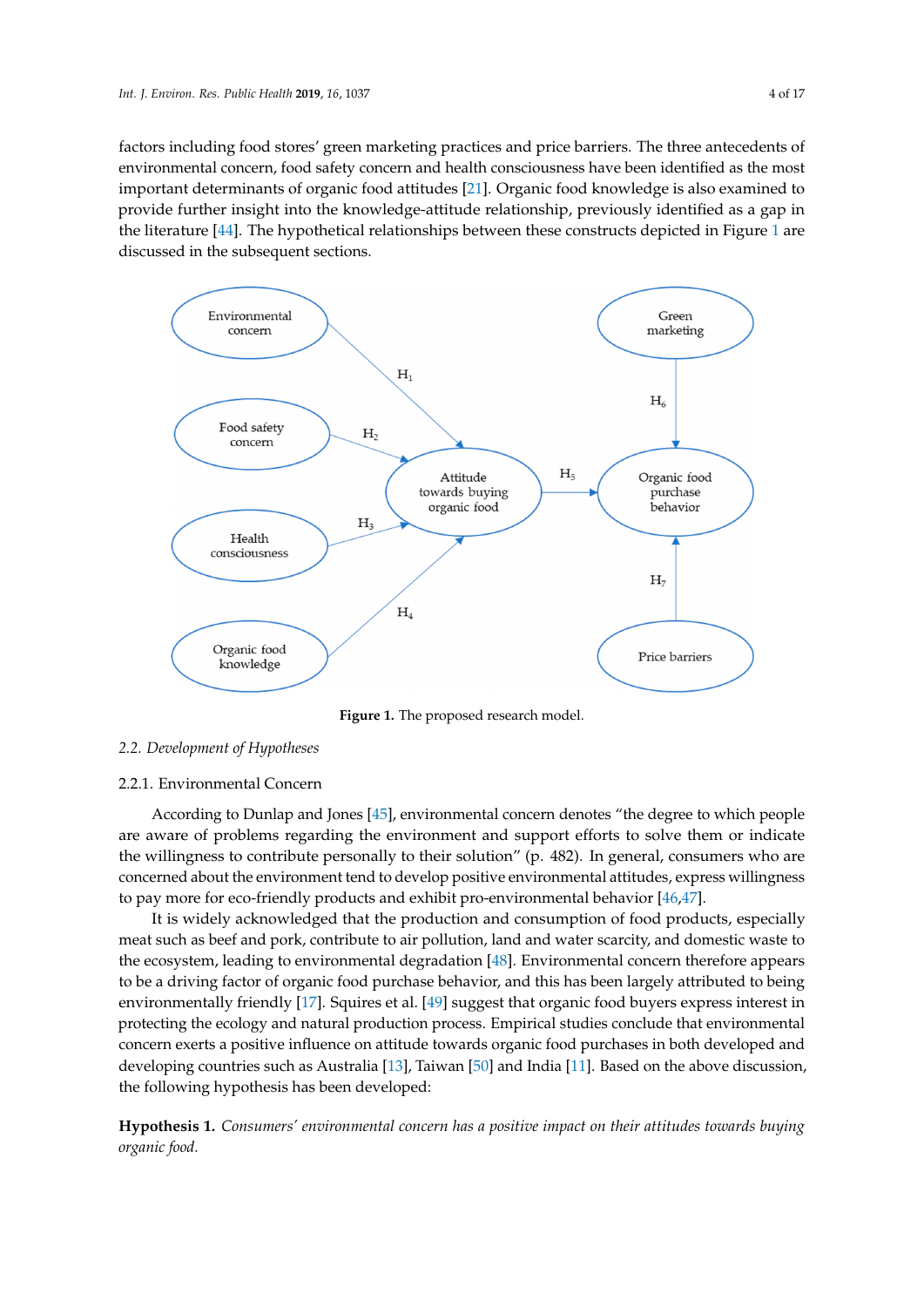factors including food stores' green marketing practices and price barriers. The three antecedents of environmental concern, food safety concern and health consciousness have been identified as the most important determinants of organic food attitudes [21]. Organic food knowledge is also examined to provide further insight into the knowledge-attitude relationship, previously identified as a gap in the literature [44]. The hypothetical relationships between these constructs depicted in Figure 1 are discussed in the subsequent sections.

**Figure 1.** The proposed research model.

### 2.2. Development of Hypotheses

#### 2.2.1. Environmental Concern

According to Dunlap and Jones [45], environmental concern denotes "the degree to which people are aware of problems regarding the environment and support efforts to solve them or indicate the willingness to contribute personally to their solution" (p. 482). In general, consumers who are concerned about the environment tend to develop positive environmental attitudes, express willingness to pay more for eco-friendly products and exhibit pro-environmental behavior [46,47].

It is widely acknowledged that the production and consumption of food products, especially meat such as beef and pork, contribute to air pollution, land and water scarcity, and domestic waste to the ecosystem, leading to environmental degradation [48]. Environmental concern therefore appears to be a driving factor of organic food purchase behavior, and this has been largely attributed to being environmentally friendly [17]. Squires et al. [49] suggest that organic food buyers express interest in protecting the ecology and natural production process. Empirical studies conclude that environmental concern exerts a positive influence on attitude towards organic food purchases in both developed and developing countries such as Australia [13], Taiwan [50] and India [11]. Based on the above discussion, the following hypothesis has been developed:

**Hypothesis 1.** *Consumers' environmental concern has a positive impact on their attitudes towards buying organic food.*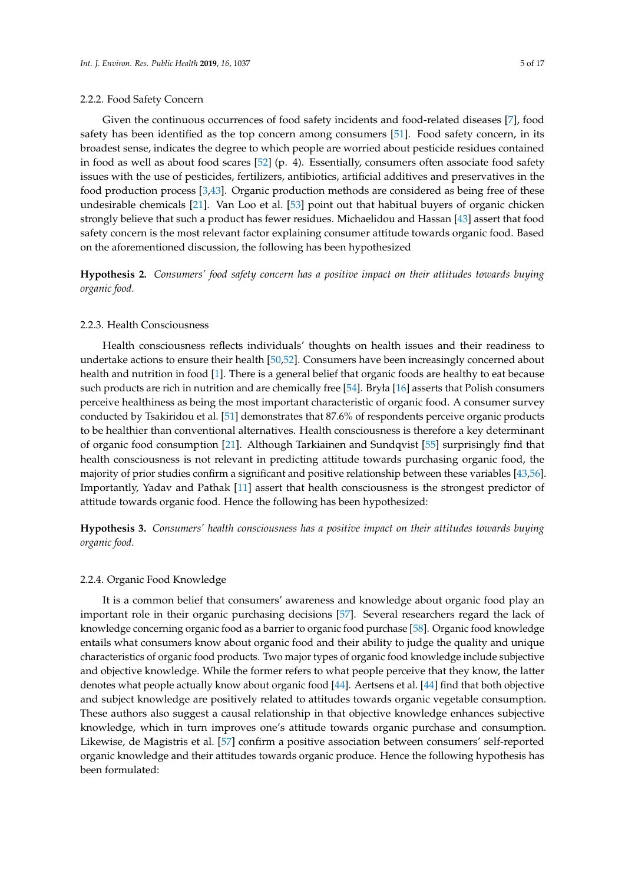#### 2.2.2. Food Safety Concern

Given the continuous occurrences of food safety incidents and food-related diseases [7], food safety has been identified as the top concern among consumers [51]. Food safety concern, in its broadest sense, indicates the degree to which people are worried about pesticide residues contained in food as well as about food scares [52] (p. 4). Essentially, consumers often associate food safety issues with the use of pesticides, fertilizers, antibiotics, artificial additives and preservatives in the food production process [3,43]. Organic production methods are considered as being free of these undesirable chemicals [21]. Van Loo et al. [53] point out that habitual buyers of organic chicken strongly believe that such a product has fewer residues. Michaelidou and Hassan [43] assert that food safety concern is the most relevant factor explaining consumer attitude towards organic food. Based on the aforementioned discussion, the following has been hypothesized

**Hypothesis 2.** *Consumers' food safety concern has a positive impact on their attitudes towards buying organic food.*

#### 2.2.3. Health Consciousness

Health consciousness reflects individuals' thoughts on health issues and their readiness to undertake actions to ensure their health [50,52]. Consumers have been increasingly concerned about health and nutrition in food [1]. There is a general belief that organic foods are healthy to eat because such products are rich in nutrition and are chemically free [54]. Bryła [16] asserts that Polish consumers perceive healthiness as being the most important characteristic of organic food. A consumer survey conducted by Tsakiridou et al. [51] demonstrates that 87.6% of respondents perceive organic products to be healthier than conventional alternatives. Health consciousness is therefore a key determinant of organic food consumption [21]. Although Tarkiainen and Sundqvist [55] surprisingly find that health consciousness is not relevant in predicting attitude towards purchasing organic food, the majority of prior studies confirm a significant and positive relationship between these variables [43,56]. Importantly, Yadav and Pathak [11] assert that health consciousness is the strongest predictor of attitude towards organic food. Hence the following has been hypothesized:

**Hypothesis 3.** *Consumers' health consciousness has a positive impact on their attitudes towards buying organic food.*

#### 2.2.4. Organic Food Knowledge

It is a common belief that consumers' awareness and knowledge about organic food play an important role in their organic purchasing decisions [57]. Several researchers regard the lack of knowledge concerning organic food as a barrier to organic food purchase [58]. Organic food knowledge entails what consumers know about organic food and their ability to judge the quality and unique characteristics of organic food products. Two major types of organic food knowledge include subjective and objective knowledge. While the former refers to what people perceive that they know, the latter denotes what people actually know about organic food [44]. Aertsens et al. [44] find that both objective and subject knowledge are positively related to attitudes towards organic vegetable consumption. These authors also suggest a causal relationship in that objective knowledge enhances subjective knowledge, which in turn improves one's attitude towards organic purchase and consumption. Likewise, de Magistris et al. [57] confirm a positive association between consumers' self-reported organic knowledge and their attitudes towards organic produce. Hence the following hypothesis has been formulated: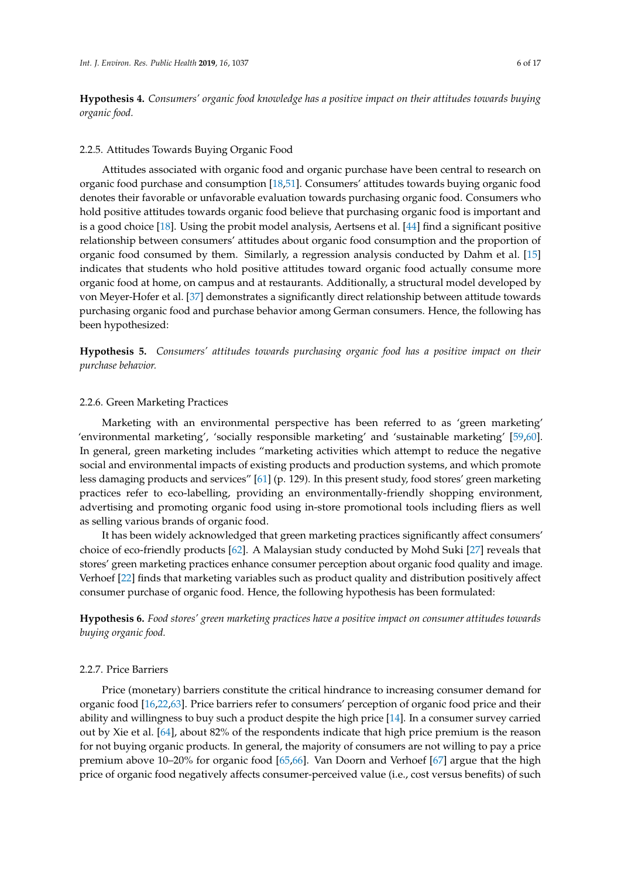**Hypothesis 4.** *Consumers' organic food knowledge has a positive impact on their attitudes towards buying organic food.*

#### 2.2.5. Attitudes Towards Buying Organic Food

Attitudes associated with organic food and organic purchase have been central to research on organic food purchase and consumption [18,51]. Consumers' attitudes towards buying organic food denotes their favorable or unfavorable evaluation towards purchasing organic food. Consumers who hold positive attitudes towards organic food believe that purchasing organic food is important and is a good choice [18]. Using the probit model analysis, Aertsens et al. [44] find a significant positive relationship between consumers' attitudes about organic food consumption and the proportion of organic food consumed by them. Similarly, a regression analysis conducted by Dahm et al. [15] indicates that students who hold positive attitudes toward organic food actually consume more organic food at home, on campus and at restaurants. Additionally, a structural model developed by von Meyer-Hofer et al. [37] demonstrates a significantly direct relationship between attitude towards purchasing organic food and purchase behavior among German consumers. Hence, the following has been hypothesized:

**Hypothesis 5.** *Consumers' attitudes towards purchasing organic food has a positive impact on their purchase behavior.*

#### 2.2.6. Green Marketing Practices

Marketing with an environmental perspective has been referred to as 'green marketing' 'environmental marketing', 'socially responsible marketing' and 'sustainable marketing' [59,60]. In general, green marketing includes "marketing activities which attempt to reduce the negative social and environmental impacts of existing products and production systems, and which promote less damaging products and services" [61] (p. 129). In this present study, food stores' green marketing practices refer to eco-labelling, providing an environmentally-friendly shopping environment, advertising and promoting organic food using in-store promotional tools including fliers as well as selling various brands of organic food.

It has been widely acknowledged that green marketing practices significantly affect consumers' choice of eco-friendly products [62]. A Malaysian study conducted by Mohd Suki [27] reveals that stores' green marketing practices enhance consumer perception about organic food quality and image. Verhoef [22] finds that marketing variables such as product quality and distribution positively affect consumer purchase of organic food. Hence, the following hypothesis has been formulated:

**Hypothesis 6.** *Food stores' green marketing practices have a positive impact on consumer attitudes towards buying organic food.*

#### 2.2.7. Price Barriers

Price (monetary) barriers constitute the critical hindrance to increasing consumer demand for organic food [16,22,63]. Price barriers refer to consumers' perception of organic food price and their ability and willingness to buy such a product despite the high price [14]. In a consumer survey carried out by Xie et al. [64], about 82% of the respondents indicate that high price premium is the reason for not buying organic products. In general, the majority of consumers are not willing to pay a price premium above 10–20% for organic food [65,66]. Van Doorn and Verhoef [67] argue that the high price of organic food negatively affects consumer-perceived value (i.e., cost versus benefits) of such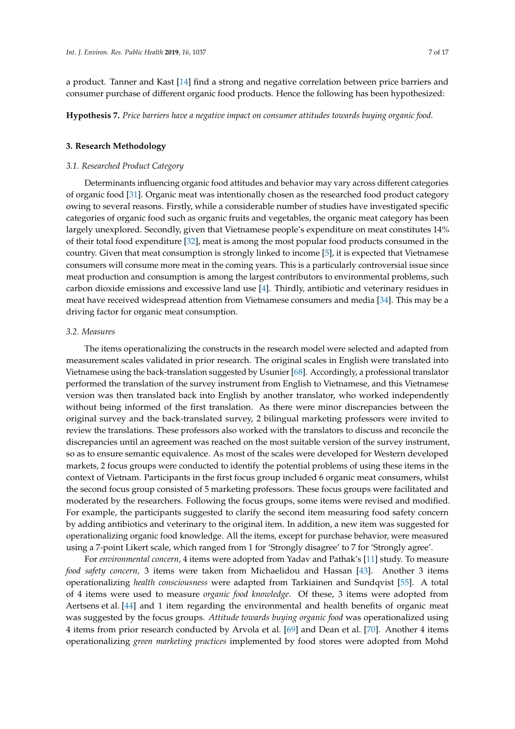a product. Tanner and Kast [14] find a strong and negative correlation between price barriers and consumer purchase of different organic food products. Hence the following has been hypothesized:

**Hypothesis 7.** *Price barriers have a negative impact on consumer attitudes towards buying organic food.*

## 3. Research Methodology

### 3.1. Researched Product Category

Determinants influencing organic food attitudes and behavior may vary across different categories of organic food [31]. Organic meat was intentionally chosen as the researched food product category owing to several reasons. Firstly, while a considerable number of studies have investigated specific categories of organic food such as organic fruits and vegetables, the organic meat category has been largely unexplored. Secondly, given that Vietnamese people's expenditure on meat constitutes 14% of their total food expenditure [32], meat is among the most popular food products consumed in the country. Given that meat consumption is strongly linked to income [5], it is expected that Vietnamese consumers will consume more meat in the coming years. This is a particularly controversial issue since meat production and consumption is among the largest contributors to environmental problems, such carbon dioxide emissions and excessive land use [4]. Thirdly, antibiotic and veterinary residues in meat have received widespread attention from Vietnamese consumers and media [34]. This may be a driving factor for organic meat consumption.

### 3.2. Measures

The items operationalizing the constructs in the research model were selected and adapted from measurement scales validated in prior research. The original scales in English were translated into Vietnamese using the back-translation suggested by Usunier [68]. Accordingly, a professional translator performed the translation of the survey instrument from English to Vietnamese, and this Vietnamese version was then translated back into English by another translator, who worked independently without being informed of the first translation. As there were minor discrepancies between the original survey and the back-translated survey, 2 bilingual marketing professors were invited to review the translations. These professors also worked with the translators to discuss and reconcile the discrepancies until an agreement was reached on the most suitable version of the survey instrument, so as to ensure semantic equivalence. As most of the scales were developed for Western developed markets, 2 focus groups were conducted to identify the potential problems of using these items in the context of Vietnam. Participants in the first focus group included 6 organic meat consumers, whilst the second focus group consisted of 5 marketing professors. These focus groups were facilitated and moderated by the researchers. Following the focus groups, some items were revised and modified. For example, the participants suggested to clarify the second item measuring food safety concern by adding antibiotics and veterinary to the original item. In addition, a new item was suggested for operationalizing organic food knowledge. All the items, except for purchase behavior, were measured using a 7-point Likert scale, which ranged from 1 for 'Strongly disagree' to 7 for 'Strongly agree'.

For *environmental concern*, 4 items were adopted from Yadav and Pathak's [11] study. To measure *food safety concern*, 3 items were taken from Michaelidou and Hassan [43]. Another 3 items operationalizing *health consciousness* were adapted from Tarkiainen and Sundqvist [55]. A total of 4 items were used to measure *organic food knowledge*. Of these, 3 items were adopted from Aertsens et al. [44] and 1 item regarding the environmental and health benefits of organic meat was suggested by the focus groups. *Attitude towards buying organic food* was operationalized using 4 items from prior research conducted by Arvola et al. [69] and Dean et al. [70]. Another 4 items operationalizing *green marketing practices* implemented by food stores were adopted from Mohd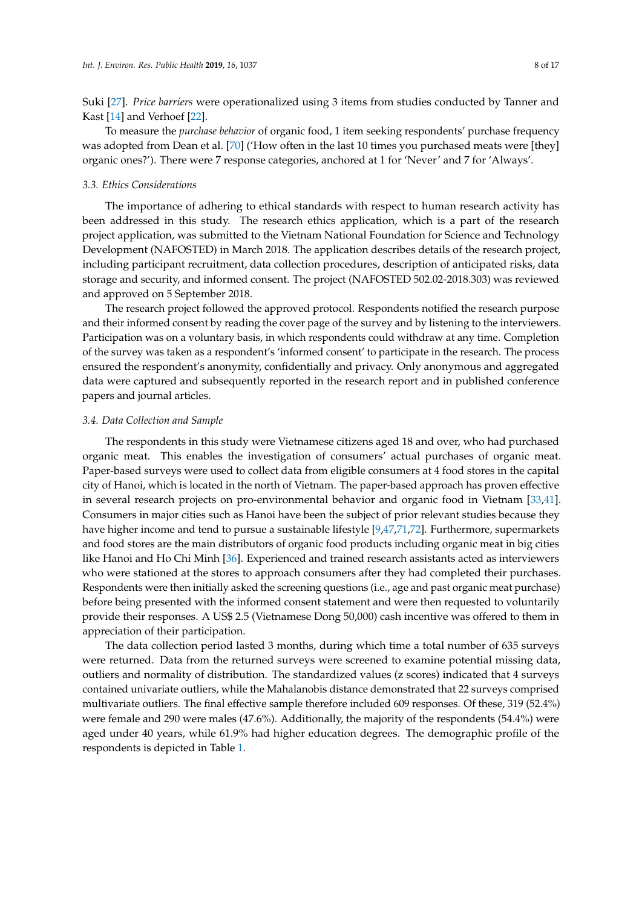Suki [27]. *Price barriers* were operationalized using 3 items from studies conducted by Tanner and Kast [14] and Verhoef [22].

To measure the *purchase behavior* of organic food, 1 item seeking respondents' purchase frequency was adopted from Dean et al. [70] ('How often in the last 10 times you purchased meats were [they] organic ones?'). There were 7 response categories, anchored at 1 for 'Never' and 7 for 'Always'.

### 3.3. Ethics Considerations

The importance of adhering to ethical standards with respect to human research activity has been addressed in this study. The research ethics application, which is a part of the research project application, was submitted to the Vietnam National Foundation for Science and Technology Development (NAFOSTED) in March 2018. The application describes details of the research project, including participant recruitment, data collection procedures, description of anticipated risks, data storage and security, and informed consent. The project (NAFOSTED 502.02-2018.303) was reviewed and approved on 5 September 2018.

The research project followed the approved protocol. Respondents notified the research purpose and their informed consent by reading the cover page of the survey and by listening to the interviewers. Participation was on a voluntary basis, in which respondents could withdraw at any time. Completion of the survey was taken as a respondent's 'informed consent' to participate in the research. The process ensured the respondent's anonymity, confidentially and privacy. Only anonymous and aggregated data were captured and subsequently reported in the research report and in published conference papers and journal articles.

### 3.4. Data Collection and Sample

The respondents in this study were Vietnamese citizens aged 18 and over, who had purchased organic meat. This enables the investigation of consumers' actual purchases of organic meat. Paper-based surveys were used to collect data from eligible consumers at 4 food stores in the capital city of Hanoi, which is located in the north of Vietnam. The paper-based approach has proven effective in several research projects on pro-environmental behavior and organic food in Vietnam [33,41]. Consumers in major cities such as Hanoi have been the subject of prior relevant studies because they have higher income and tend to pursue a sustainable lifestyle [9,47,71,72]. Furthermore, supermarkets and food stores are the main distributors of organic food products including organic meat in big cities like Hanoi and Ho Chi Minh [36]. Experienced and trained research assistants acted as interviewers who were stationed at the stores to approach consumers after they had completed their purchases. Respondents were then initially asked the screening questions (i.e., age and past organic meat purchase) before being presented with the informed consent statement and were then requested to voluntarily provide their responses. A US$ 2.5 (Vietnamese Dong 50,000) cash incentive was offered to them in appreciation of their participation.

The data collection period lasted 3 months, during which time a total number of 635 surveys were returned. Data from the returned surveys were screened to examine potential missing data, outliers and normality of distribution. The standardized values (z scores) indicated that 4 surveys contained univariate outliers, while the Mahalanobis distance demonstrated that 22 surveys comprised multivariate outliers. The final effective sample therefore included 609 responses. Of these, 319 (52.4%) were female and 290 were males (47.6%). Additionally, the majority of the respondents (54.4%) were aged under 40 years, while 61.9% had higher education degrees. The demographic profile of the respondents is depicted in Table 1.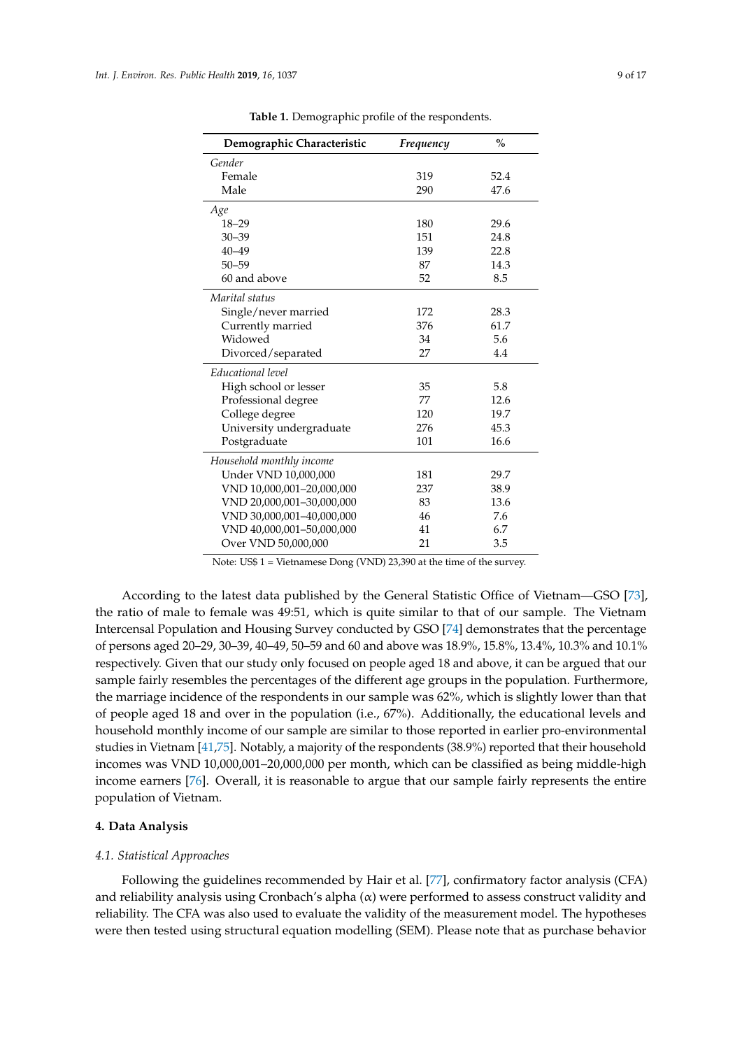**Table 1.** Demographic profile of the respondents.

| Demographic Characteristic | *Frequency* | % |
|---|---|---|
| *Gender* | | |
| Female | 319 | 52.4 |
| Male | 290 | 47.6 |
| *Age* | | |
| 18–29 | 180 | 29.6 |
| 30–39 | 151 | 24.8 |
| 40–49 | 139 | 22.8 |
| 50–59 | 87 | 14.3 |
| 60 and above | 52 | 8.5 |
| *Marital status* | | |
| Single/never married | 172 | 28.3 |
| Currently married | 376 | 61.7 |
| Widowed | 34 | 5.6 |
| Divorced/separated | 27 | 4.4 |
| *Educational level* | | |
| High school or lesser | 35 | 5.8 |
| Professional degree | 77 | 12.6 |
| College degree | 120 | 19.7 |
| University undergraduate | 276 | 45.3 |
| Postgraduate | 101 | 16.6 |
| *Household monthly income* | | |
| Under VND 10,000,000 | 181 | 29.7 |
| VND 10,000,001–20,000,000 | 237 | 38.9 |
| VND 20,000,001–30,000,000 | 83 | 13.6 |
| VND 30,000,001–40,000,000 | 46 | 7.6 |
| VND 40,000,001–50,000,000 | 41 | 6.7 |
| Over VND 50,000,000 | 21 | 3.5 |

Note: US$ 1 = Vietnamese Dong (VND) 23,390 at the time of the survey.

According to the latest data published by the General Statistic Office of Vietnam—GSO [73], the ratio of male to female was 49:51, which is quite similar to that of our sample. The Vietnam Intercensal Population and Housing Survey conducted by GSO [74] demonstrates that the percentage of persons aged 20–29, 30–39, 40–49, 50–59 and 60 and above was 18.9%, 15.8%, 13.4%, 10.3% and 10.1% respectively. Given that our study only focused on people aged 18 and above, it can be argued that our sample fairly resembles the percentages of the different age groups in the population. Furthermore, the marriage incidence of the respondents in our sample was 62%, which is slightly lower than that of people aged 18 and over in the population (i.e., 67%). Additionally, the educational levels and household monthly income of our sample are similar to those reported in earlier pro-environmental studies in Vietnam [41,75]. Notably, a majority of the respondents (38.9%) reported that their household incomes was VND 10,000,001–20,000,000 per month, which can be classified as being middle-high income earners [76]. Overall, it is reasonable to argue that our sample fairly represents the entire population of Vietnam.

## 4. Data Analysis

### *4.1. Statistical Approaches*

Following the guidelines recommended by Hair et al. [77], confirmatory factor analysis (CFA) and reliability analysis using Cronbach's alpha ($\alpha$) were performed to assess construct validity and reliability. The CFA was also used to evaluate the validity of the measurement model. The hypotheses were then tested using structural equation modelling (SEM). Please note that as purchase behavior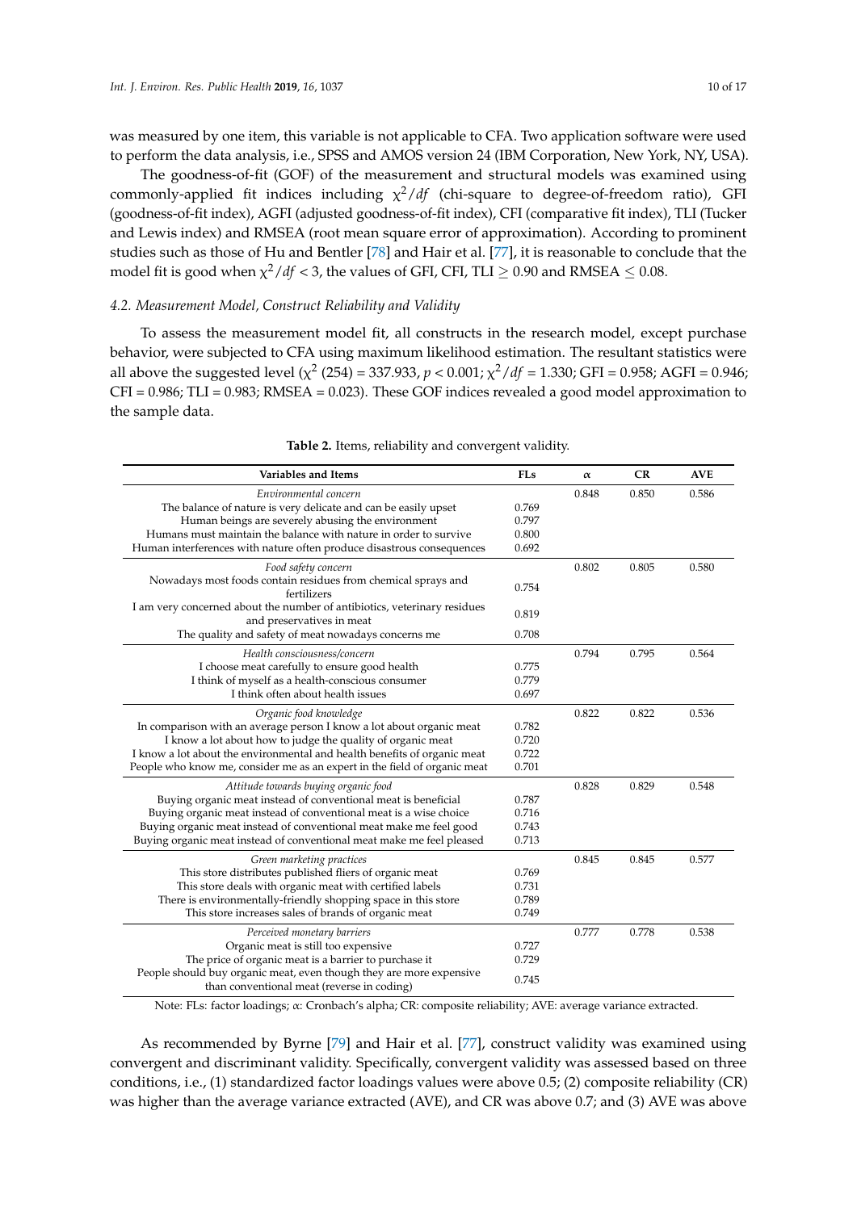was measured by one item, this variable is not applicable to CFA. Two application software were used to perform the data analysis, i.e., SPSS and AMOS version 24 (IBM Corporation, New York, NY, USA).

The goodness-of-fit (GOF) of the measurement and structural models was examined using commonly-applied fit indices including $\chi^2/df$ (chi-square to degree-of-freedom ratio), GFI (goodness-of-fit index), AGFI (adjusted goodness-of-fit index), CFI (comparative fit index), TLI (Tucker and Lewis index) and RMSEA (root mean square error of approximation). According to prominent studies such as those of Hu and Bentler [78] and Hair et al. [77], it is reasonable to conclude that the model fit is good when $\chi^2/df < 3$, the values of GFI, CFI, TLI $\geq 0.90$ and RMSEA $\leq 0.08$.

### 4.2. Measurement Model, Construct Reliability and Validity

To assess the measurement model fit, all constructs in the research model, except purchase behavior, were subjected to CFA using maximum likelihood estimation. The resultant statistics were all above the suggested level ($\chi^2$ (254) = 337.933, $p < 0.001$; $\chi^2/df = 1.330$; GFI = 0.958; AGFI = 0.946; CFI = 0.986; TLI = 0.983; RMSEA = 0.023). These GOF indices revealed a good model approximation to the sample data.

**Table 2.** Items, reliability and convergent validity.

| Variables and Items | FLs | α | CR | AVE |
|---|---|---|---|---|
| *Environmental concern* | | 0.848 | 0.850 | 0.586 |
| The balance of nature is very delicate and can be easily upset | 0.769 | | | |
| Human beings are severely abusing the environment | 0.797 | | | |
| Humans must maintain the balance with nature in order to survive | 0.800 | | | |
| Human interferences with nature often produce disastrous consequences | 0.692 | | | |
| *Food safety concern* | | 0.802 | 0.805 | 0.580 |
| Nowadays most foods contain residues from chemical sprays and fertilizers | 0.754 | | | |
| I am very concerned about the number of antibiotics, veterinary residues and preservatives in meat | 0.819 | | | |
| The quality and safety of meat nowadays concerns me | 0.708 | | | |
| *Health consciousness/concern* | | 0.794 | 0.795 | 0.564 |
| I choose meat carefully to ensure good health | 0.775 | | | |
| I think of myself as a health-conscious consumer | 0.779 | | | |
| I think often about health issues | 0.697 | | | |
| *Organic food knowledge* | | 0.822 | 0.822 | 0.536 |
| In comparison with an average person I know a lot about organic meat | 0.782 | | | |
| I know a lot about how to judge the quality of organic meat | 0.720 | | | |
| I know a lot about the environmental and health benefits of organic meat | 0.722 | | | |
| People who know me, consider me as an expert in the field of organic meat | 0.701 | | | |
| *Attitude towards buying organic food* | | 0.828 | 0.829 | 0.548 |
| Buying organic meat instead of conventional meat is beneficial | 0.787 | | | |
| Buying organic meat instead of conventional meat is a wise choice | 0.716 | | | |
| Buying organic meat instead of conventional meat make me feel good | 0.743 | | | |
| Buying organic meat instead of conventional meat make me feel pleased | 0.713 | | | |
| *Green marketing practices* | | 0.845 | 0.845 | 0.577 |
| This store distributes published fliers of organic meat | 0.769 | | | |
| This store deals with organic meat with certified labels | 0.731 | | | |
| There is environmentally-friendly shopping space in this store | 0.789 | | | |
| This store increases sales of brands of organic meat | 0.749 | | | |
| *Perceived monetary barriers* | | 0.777 | 0.778 | 0.538 |
| Organic meat is still too expensive | 0.727 | | | |
| The price of organic meat is a barrier to purchase it | 0.729 | | | |
| People should buy organic meat, even though they are more expensive than conventional meat (reverse in coding) | 0.745 | | | |

Note: FLs: factor loadings; α: Cronbach's alpha; CR: composite reliability; AVE: average variance extracted.

As recommended by Byrne [79] and Hair et al. [77], construct validity was examined using convergent and discriminant validity. Specifically, convergent validity was assessed based on three conditions, i.e., (1) standardized factor loadings values were above 0.5; (2) composite reliability (CR) was higher than the average variance extracted (AVE), and CR was above 0.7; and (3) AVE was above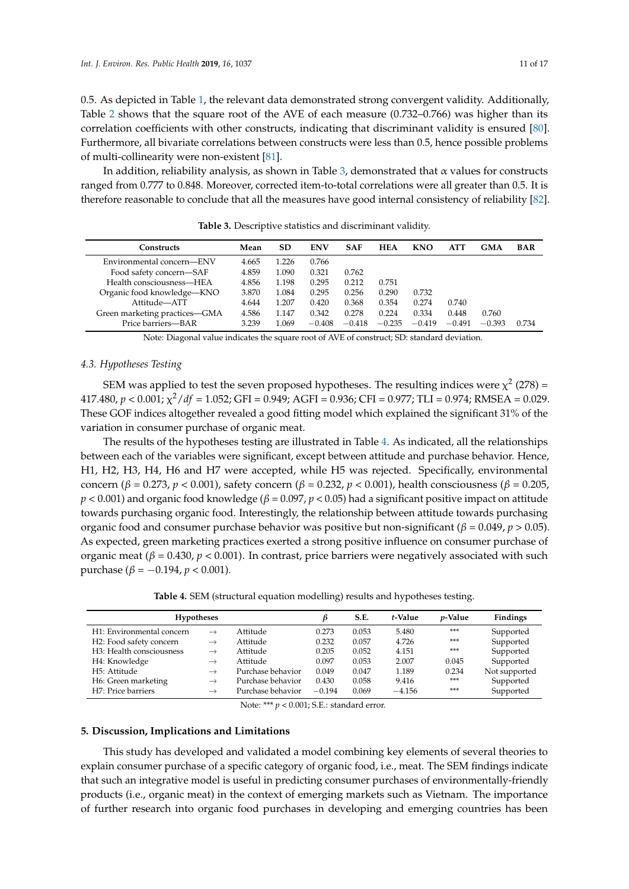0.5. As depicted in Table 1, the relevant data demonstrated strong convergent validity. Additionally, Table 2 shows that the square root of the AVE of each measure (0.732–0.766) was higher than its correlation coefficients with other constructs, indicating that discriminant validity is ensured [80]. Furthermore, all bivariate correlations between constructs were less than 0.5, hence possible problems of multi-collinearity were non-existent [81].

In addition, reliability analysis, as shown in Table 3, demonstrated that α values for constructs ranged from 0.777 to 0.848. Moreover, corrected item-to-total correlations were all greater than 0.5. It is therefore reasonable to conclude that all the measures have good internal consistency of reliability [82].

**Table 3.** Descriptive statistics and discriminant validity.

| Constructs | Mean | SD | ENV | SAF | HEA | KNO | ATT | GMA | BAR |
|---|---|---|---|---|---|---|---|---|---|
| Environmental concern—ENV | 4.665 | 1.226 | 0.766 | | | | | | |
| Food safety concern—SAF | 4.859 | 1.090 | 0.321 | 0.762 | | | | | |
| Health consciousness—HEA | 4.856 | 1.198 | 0.295 | 0.212 | 0.751 | | | | |
| Organic food knowledge—KNO | 3.870 | 1.084 | 0.295 | 0.256 | 0.290 | 0.732 | | | |
| Attitude—ATT | 4.644 | 1.207 | 0.420 | 0.368 | 0.354 | 0.274 | 0.740 | | |
| Green marketing practices—GMA | 4.586 | 1.147 | 0.342 | 0.278 | 0.224 | 0.334 | 0.448 | 0.760 | |
| Price barriers—BAR | 3.239 | 1.069 | −0.408 | −0.418 | −0.235 | −0.419 | −0.491 | −0.393 | 0.734 |

Note: Diagonal value indicates the square root of AVE of construct; SD: standard deviation.

### 4.3. Hypotheses Testing

SEM was applied to test the seven proposed hypotheses. The resulting indices were $\chi^2$ (278) = 417.480, $p < 0.001$; $\chi^2/df = 1.052$; GFI = 0.949; AGFI = 0.936; CFI = 0.977; TLI = 0.974; RMSEA = 0.029. These GOF indices altogether revealed a good fitting model which explained the significant 31% of the variation in consumer purchase of organic meat.

The results of the hypotheses testing are illustrated in Table 4. As indicated, all the relationships between each of the variables were significant, except between attitude and purchase behavior. Hence, H1, H2, H3, H4, H6 and H7 were accepted, while H5 was rejected. Specifically, environmental concern ($\beta = 0.273$, $p < 0.001$), safety concern ($\beta = 0.232$, $p < 0.001$), health consciousness ($\beta = 0.205$, $p < 0.001$) and organic food knowledge ($\beta = 0.097$, $p < 0.05$) had a significant positive impact on attitude towards purchasing organic food. Interestingly, the relationship between attitude towards purchasing organic food and consumer purchase behavior was positive but non-significant ($\beta = 0.049$, $p > 0.05$). As expected, green marketing practices exerted a strong positive influence on consumer purchase of organic meat ($\beta = 0.430$, $p < 0.001$). In contrast, price barriers were negatively associated with such purchase ($\beta = -0.194$, $p < 0.001$).

**Table 4.** SEM (structural equation modelling) results and hypotheses testing.

| Hypotheses | | | β | S.E. | *t*-Value | *p*-Value | Findings |
|---|---|---|---|---|---|---|---|
| H1: Environmental concern | → | Attitude | 0.273 | 0.053 | 5.480 | *** | Supported |
| H2: Food safety concern | → | Attitude | 0.232 | 0.057 | 4.726 | *** | Supported |
| H3: Health consciousness | → | Attitude | 0.205 | 0.052 | 4.151 | *** | Supported |
| H4: Knowledge | → | Attitude | 0.097 | 0.053 | 2.007 | 0.045 | Supported |
| H5: Attitude | → | Purchase behavior | 0.049 | 0.047 | 1.189 | 0.234 | Not supported |
| H6: Green marketing | → | Purchase behavior | 0.430 | 0.058 | 9.416 | *** | Supported |
| H7: Price barriers | → | Purchase behavior | −0.194 | 0.069 | −4.156 | *** | Supported |

Note: *** $p < 0.001$; S.E.: standard error.

## 5. Discussion, Implications and Limitations

This study has developed and validated a model combining key elements of several theories to explain consumer purchase of a specific category of organic food, i.e., meat. The SEM findings indicate that such an integrative model is useful in predicting consumer purchases of environmentally-friendly products (i.e., organic meat) in the context of emerging markets such as Vietnam. The importance of further research into organic food purchases in developing and emerging countries has been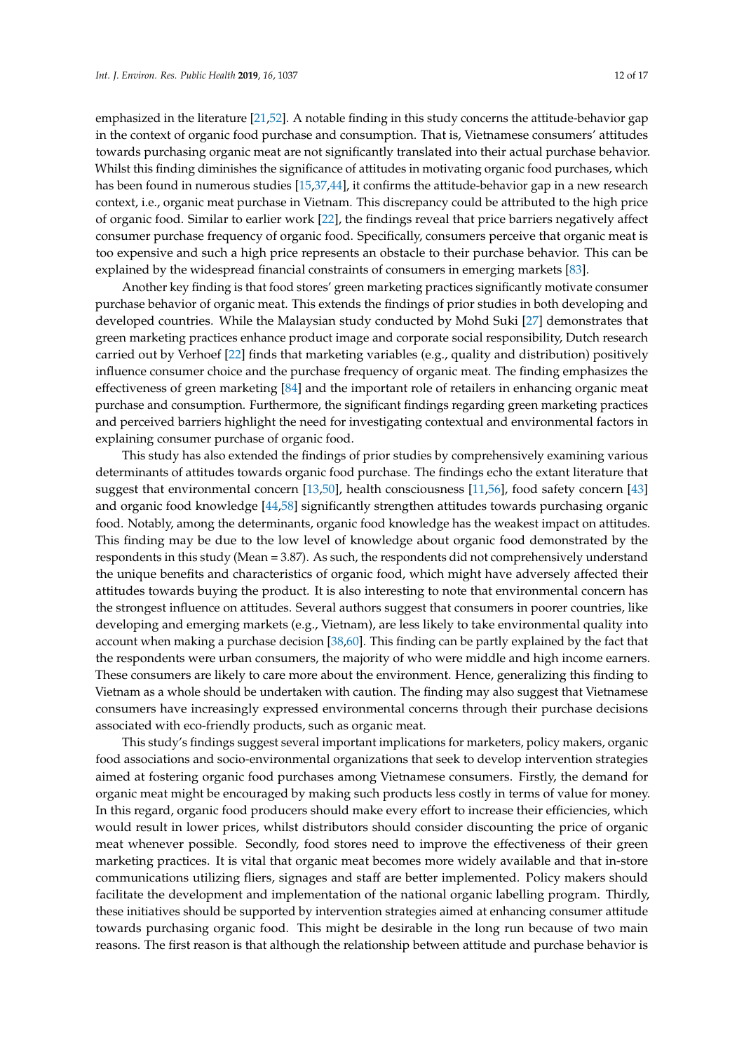emphasized in the literature [21,52]. A notable finding in this study concerns the attitude-behavior gap in the context of organic food purchase and consumption. That is, Vietnamese consumers' attitudes towards purchasing organic meat are not significantly translated into their actual purchase behavior. Whilst this finding diminishes the significance of attitudes in motivating organic food purchases, which has been found in numerous studies [15,37,44], it confirms the attitude-behavior gap in a new research context, i.e., organic meat purchase in Vietnam. This discrepancy could be attributed to the high price of organic food. Similar to earlier work [22], the findings reveal that price barriers negatively affect consumer purchase frequency of organic food. Specifically, consumers perceive that organic meat is too expensive and such a high price represents an obstacle to their purchase behavior. This can be explained by the widespread financial constraints of consumers in emerging markets [83].

Another key finding is that food stores' green marketing practices significantly motivate consumer purchase behavior of organic meat. This extends the findings of prior studies in both developing and developed countries. While the Malaysian study conducted by Mohd Suki [27] demonstrates that green marketing practices enhance product image and corporate social responsibility, Dutch research carried out by Verhoef [22] finds that marketing variables (e.g., quality and distribution) positively influence consumer choice and the purchase frequency of organic meat. The finding emphasizes the effectiveness of green marketing [84] and the important role of retailers in enhancing organic meat purchase and consumption. Furthermore, the significant findings regarding green marketing practices and perceived barriers highlight the need for investigating contextual and environmental factors in explaining consumer purchase of organic food.

This study has also extended the findings of prior studies by comprehensively examining various determinants of attitudes towards organic food purchase. The findings echo the extant literature that suggest that environmental concern [13,50], health consciousness [11,56], food safety concern [43] and organic food knowledge [44,58] significantly strengthen attitudes towards purchasing organic food. Notably, among the determinants, organic food knowledge has the weakest impact on attitudes. This finding may be due to the low level of knowledge about organic food demonstrated by the respondents in this study (Mean = 3.87). As such, the respondents did not comprehensively understand the unique benefits and characteristics of organic food, which might have adversely affected their attitudes towards buying the product. It is also interesting to note that environmental concern has the strongest influence on attitudes. Several authors suggest that consumers in poorer countries, like developing and emerging markets (e.g., Vietnam), are less likely to take environmental quality into account when making a purchase decision [38,60]. This finding can be partly explained by the fact that the respondents were urban consumers, the majority of who were middle and high income earners. These consumers are likely to care more about the environment. Hence, generalizing this finding to Vietnam as a whole should be undertaken with caution. The finding may also suggest that Vietnamese consumers have increasingly expressed environmental concerns through their purchase decisions associated with eco-friendly products, such as organic meat.

This study's findings suggest several important implications for marketers, policy makers, organic food associations and socio-environmental organizations that seek to develop intervention strategies aimed at fostering organic food purchases among Vietnamese consumers. Firstly, the demand for organic meat might be encouraged by making such products less costly in terms of value for money. In this regard, organic food producers should make every effort to increase their efficiencies, which would result in lower prices, whilst distributors should consider discounting the price of organic meat whenever possible. Secondly, food stores need to improve the effectiveness of their green marketing practices. It is vital that organic meat becomes more widely available and that in-store communications utilizing fliers, signages and staff are better implemented. Policy makers should facilitate the development and implementation of the national organic labelling program. Thirdly, these initiatives should be supported by intervention strategies aimed at enhancing consumer attitude towards purchasing organic food. This might be desirable in the long run because of two main reasons. The first reason is that although the relationship between attitude and purchase behavior is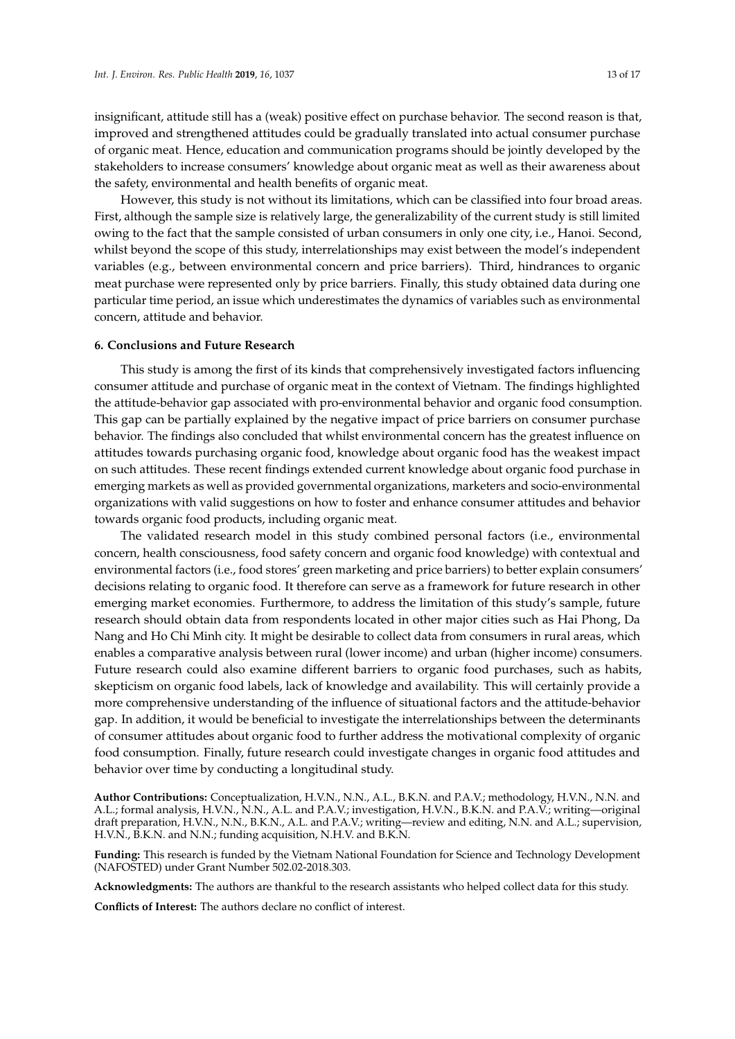insignificant, attitude still has a (weak) positive effect on purchase behavior. The second reason is that, improved and strengthened attitudes could be gradually translated into actual consumer purchase of organic meat. Hence, education and communication programs should be jointly developed by the stakeholders to increase consumers' knowledge about organic meat as well as their awareness about the safety, environmental and health benefits of organic meat.

However, this study is not without its limitations, which can be classified into four broad areas. First, although the sample size is relatively large, the generalizability of the current study is still limited owing to the fact that the sample consisted of urban consumers in only one city, i.e., Hanoi. Second, whilst beyond the scope of this study, interrelationships may exist between the model's independent variables (e.g., between environmental concern and price barriers). Third, hindrances to organic meat purchase were represented only by price barriers. Finally, this study obtained data during one particular time period, an issue which underestimates the dynamics of variables such as environmental concern, attitude and behavior.

## 6. Conclusions and Future Research

This study is among the first of its kinds that comprehensively investigated factors influencing consumer attitude and purchase of organic meat in the context of Vietnam. The findings highlighted the attitude-behavior gap associated with pro-environmental behavior and organic food consumption. This gap can be partially explained by the negative impact of price barriers on consumer purchase behavior. The findings also concluded that whilst environmental concern has the greatest influence on attitudes towards purchasing organic food, knowledge about organic food has the weakest impact on such attitudes. These recent findings extended current knowledge about organic food purchase in emerging markets as well as provided governmental organizations, marketers and socio-environmental organizations with valid suggestions on how to foster and enhance consumer attitudes and behavior towards organic food products, including organic meat.

The validated research model in this study combined personal factors (i.e., environmental concern, health consciousness, food safety concern and organic food knowledge) with contextual and environmental factors (i.e., food stores' green marketing and price barriers) to better explain consumers' decisions relating to organic food. It therefore can serve as a framework for future research in other emerging market economies. Furthermore, to address the limitation of this study's sample, future research should obtain data from respondents located in other major cities such as Hai Phong, Da Nang and Ho Chi Minh city. It might be desirable to collect data from consumers in rural areas, which enables a comparative analysis between rural (lower income) and urban (higher income) consumers. Future research could also examine different barriers to organic food purchases, such as habits, skepticism on organic food labels, lack of knowledge and availability. This will certainly provide a more comprehensive understanding of the influence of situational factors and the attitude-behavior gap. In addition, it would be beneficial to investigate the interrelationships between the determinants of consumer attitudes about organic food to further address the motivational complexity of organic food consumption. Finally, future research could investigate changes in organic food attitudes and behavior over time by conducting a longitudinal study.

**Author Contributions:** Conceptualization, H.V.N., N.N., A.L., B.K.N. and P.A.V.; methodology, H.V.N., N.N. and A.L.; formal analysis, H.V.N., N.N., A.L. and P.A.V.; investigation, H.V.N., B.K.N. and P.A.V.; writing—original draft preparation, H.V.N., N.N., B.K.N., A.L. and P.A.V.; writing—review and editing, N.N. and A.L.; supervision, H.V.N., B.K.N. and N.N.; funding acquisition, N.H.V. and B.K.N.

**Funding:** This research is funded by the Vietnam National Foundation for Science and Technology Development (NAFOSTED) under Grant Number 502.02-2018.303.

**Acknowledgments:** The authors are thankful to the research assistants who helped collect data for this study.

**Conflicts of Interest:** The authors declare no conflict of interest.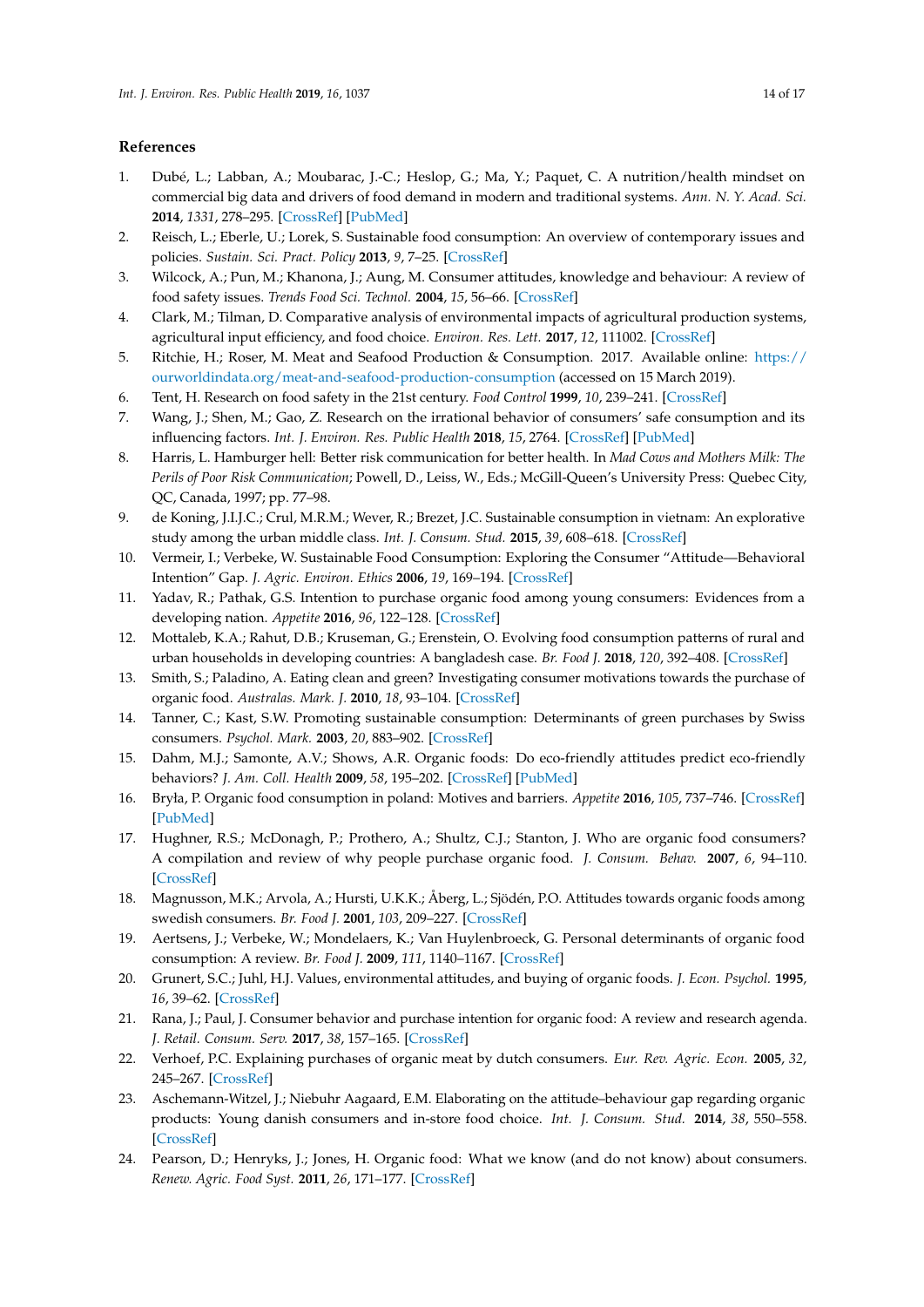## References

1. Dubé, L.; Labban, A.; Moubarac, J.-C.; Heslop, G.; Ma, Y.; Paquet, C. A nutrition/health mindset on commercial big data and drivers of food demand in modern and traditional systems. *Ann. N. Y. Acad. Sci.* **2014**, *1331*, 278–295. [CrossRef] [PubMed]
2. Reisch, L.; Eberle, U.; Lorek, S. Sustainable food consumption: An overview of contemporary issues and policies. *Sustain. Sci. Pract. Policy* **2013**, *9*, 7–25. [CrossRef]
3. Wilcock, A.; Pun, M.; Khanona, J.; Aung, M. Consumer attitudes, knowledge and behaviour: A review of food safety issues. *Trends Food Sci. Technol.* **2004**, *15*, 56–66. [CrossRef]
4. Clark, M.; Tilman, D. Comparative analysis of environmental impacts of agricultural production systems, agricultural input efficiency, and food choice. *Environ. Res. Lett.* **2017**, *12*, 111002. [CrossRef]
5. Ritchie, H.; Roser, M. Meat and Seafood Production & Consumption. 2017. Available online: https://ourworldindata.org/meat-and-seafood-production-consumption (accessed on 15 March 2019).
6. Tent, H. Research on food safety in the 21st century. *Food Control* **1999**, *10*, 239–241. [CrossRef]
7. Wang, J.; Shen, M.; Gao, Z. Research on the irrational behavior of consumers' safe consumption and its influencing factors. *Int. J. Environ. Res. Public Health* **2018**, *15*, 2764. [CrossRef] [PubMed]
8. Harris, L. Hamburger hell: Better risk communication for better health. In *Mad Cows and Mothers Milk: The Perils of Poor Risk Communication*; Powell, D., Leiss, W., Eds.; McGill-Queen's University Press: Quebec City, QC, Canada, 1997; pp. 77–98.
9. de Koning, J.I.J.C.; Crul, M.R.M.; Wever, R.; Brezet, J.C. Sustainable consumption in vietnam: An explorative study among the urban middle class. *Int. J. Consum. Stud.* **2015**, *39*, 608–618. [CrossRef]
10. Vermeir, I.; Verbeke, W. Sustainable Food Consumption: Exploring the Consumer "Attitude—Behavioral Intention" Gap. *J. Agric. Environ. Ethics* **2006**, *19*, 169–194. [CrossRef]
11. Yadav, R.; Pathak, G.S. Intention to purchase organic food among young consumers: Evidences from a developing nation. *Appetite* **2016**, *96*, 122–128. [CrossRef]
12. Mottaleb, K.A.; Rahut, D.B.; Kruseman, G.; Erenstein, O. Evolving food consumption patterns of rural and urban households in developing countries: A bangladesh case. *Br. Food J.* **2018**, *120*, 392–408. [CrossRef]
13. Smith, S.; Paladino, A. Eating clean and green? Investigating consumer motivations towards the purchase of organic food. *Australas. Mark. J.* **2010**, *18*, 93–104. [CrossRef]
14. Tanner, C.; Kast, S.W. Promoting sustainable consumption: Determinants of green purchases by Swiss consumers. *Psychol. Mark.* **2003**, *20*, 883–902. [CrossRef]
15. Dahm, M.J.; Samonte, A.V.; Shows, A.R. Organic foods: Do eco-friendly attitudes predict eco-friendly behaviors? *J. Am. Coll. Health* **2009**, *58*, 195–202. [CrossRef] [PubMed]
16. Bryła, P. Organic food consumption in poland: Motives and barriers. *Appetite* **2016**, *105*, 737–746. [CrossRef] [PubMed]
17. Hughner, R.S.; McDonagh, P.; Prothero, A.; Shultz, C.J.; Stanton, J. Who are organic food consumers? A compilation and review of why people purchase organic food. *J. Consum. Behav.* **2007**, *6*, 94–110. [CrossRef]
18. Magnusson, M.K.; Arvola, A.; Hursti, U.K.K.; Åberg, L.; Sjödén, P.O. Attitudes towards organic foods among swedish consumers. *Br. Food J.* **2001**, *103*, 209–227. [CrossRef]
19. Aertsens, J.; Verbeke, W.; Mondelaers, K.; Van Huylenbroeck, G. Personal determinants of organic food consumption: A review. *Br. Food J.* **2009**, *111*, 1140–1167. [CrossRef]
20. Grunert, S.C.; Juhl, H.J. Values, environmental attitudes, and buying of organic foods. *J. Econ. Psychol.* **1995**, *16*, 39–62. [CrossRef]
21. Rana, J.; Paul, J. Consumer behavior and purchase intention for organic food: A review and research agenda. *J. Retail. Consum. Serv.* **2017**, *38*, 157–165. [CrossRef]
22. Verhoef, P.C. Explaining purchases of organic meat by dutch consumers. *Eur. Rev. Agric. Econ.* **2005**, *32*, 245–267. [CrossRef]
23. Aschemann-Witzel, J.; Niebuhr Aagaard, E.M. Elaborating on the attitude–behaviour gap regarding organic products: Young danish consumers and in-store food choice. *Int. J. Consum. Stud.* **2014**, *38*, 550–558. [CrossRef]
24. Pearson, D.; Henryks, J.; Jones, H. Organic food: What we know (and do not know) about consumers. *Renew. Agric. Food Syst.* **2011**, *26*, 171–177. [CrossRef]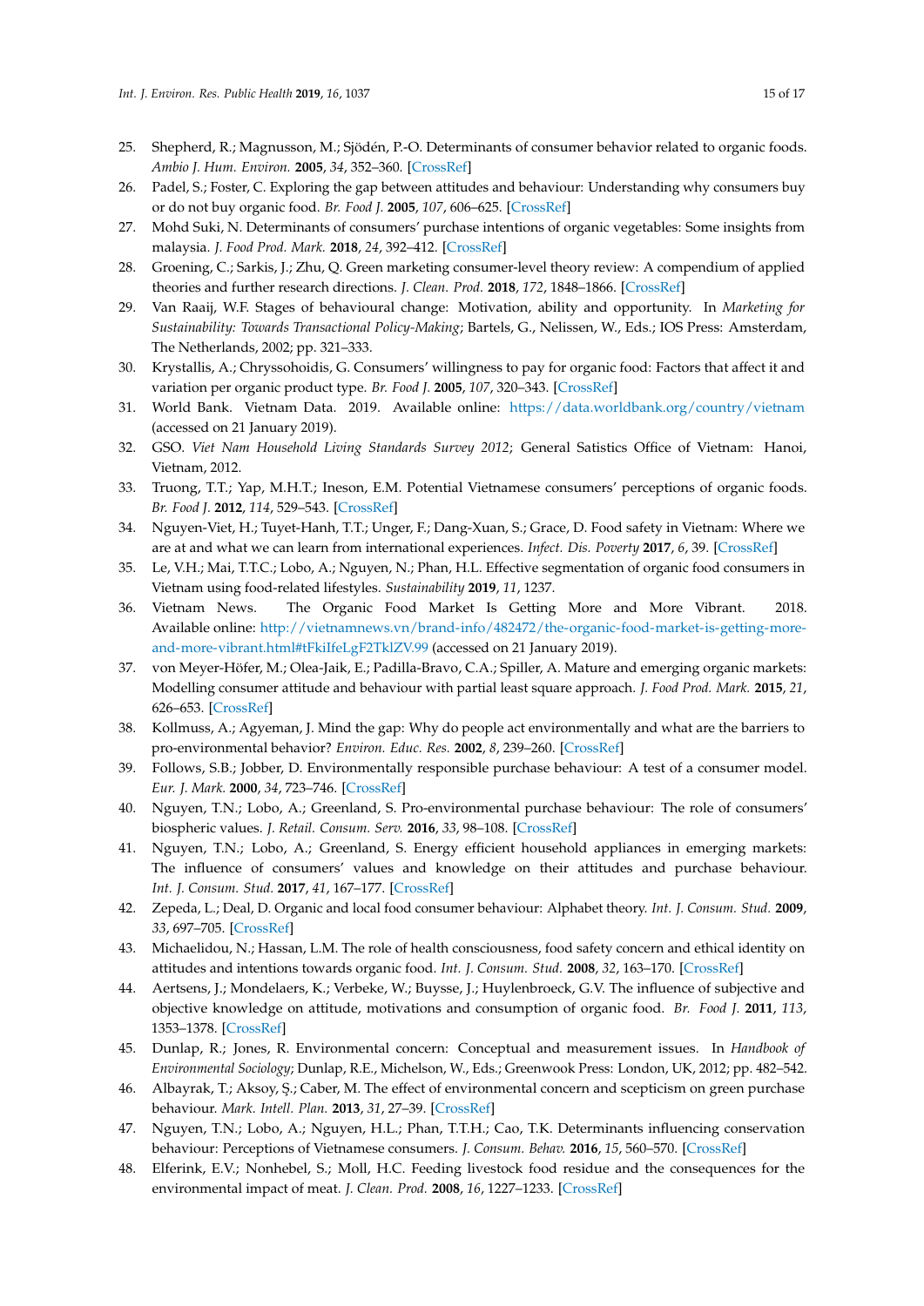25. Shepherd, R.; Magnusson, M.; Sjödén, P.-O. Determinants of consumer behavior related to organic foods. *Ambio J. Hum. Environ.* **2005**, *34*, 352–360. [CrossRef]
26. Padel, S.; Foster, C. Exploring the gap between attitudes and behaviour: Understanding why consumers buy or do not buy organic food. *Br. Food J.* **2005**, *107*, 606–625. [CrossRef]
27. Mohd Suki, N. Determinants of consumers' purchase intentions of organic vegetables: Some insights from malaysia. *J. Food Prod. Mark.* **2018**, *24*, 392–412. [CrossRef]
28. Groening, C.; Sarkis, J.; Zhu, Q. Green marketing consumer-level theory review: A compendium of applied theories and further research directions. *J. Clean. Prod.* **2018**, *172*, 1848–1866. [CrossRef]
29. Van Raaij, W.F. Stages of behavioural change: Motivation, ability and opportunity. In *Marketing for Sustainability: Towards Transactional Policy-Making*; Bartels, G., Nelissen, W., Eds.; IOS Press: Amsterdam, The Netherlands, 2002; pp. 321–333.
30. Krystallis, A.; Chryssohoidis, G. Consumers' willingness to pay for organic food: Factors that affect it and variation per organic product type. *Br. Food J.* **2005**, *107*, 320–343. [CrossRef]
31. World Bank. Vietnam Data. 2019. Available online: https://data.worldbank.org/country/vietnam (accessed on 21 January 2019).
32. GSO. *Viet Nam Household Living Standards Survey 2012*; General Satistics Office of Vietnam: Hanoi, Vietnam, 2012.
33. Truong, T.T.; Yap, M.H.T.; Ineson, E.M. Potential Vietnamese consumers' perceptions of organic foods. *Br. Food J.* **2012**, *114*, 529–543. [CrossRef]
34. Nguyen-Viet, H.; Tuyet-Hanh, T.T.; Unger, F.; Dang-Xuan, S.; Grace, D. Food safety in Vietnam: Where we are at and what we can learn from international experiences. *Infect. Dis. Poverty* **2017**, *6*, 39. [CrossRef]
35. Le, V.H.; Mai, T.T.C.; Lobo, A.; Nguyen, N.; Phan, H.L. Effective segmentation of organic food consumers in Vietnam using food-related lifestyles. *Sustainability* **2019**, *11*, 1237.
36. Vietnam News. The Organic Food Market Is Getting More and More Vibrant. 2018. Available online: http://vietnamnews.vn/brand-info/482472/the-organic-food-market-is-getting-more-and-more-vibrant.html#tFkiIfeLgF2TklZV.99 (accessed on 21 January 2019).
37. von Meyer-Höfer, M.; Olea-Jaik, E.; Padilla-Bravo, C.A.; Spiller, A. Mature and emerging organic markets: Modelling consumer attitude and behaviour with partial least square approach. *J. Food Prod. Mark.* **2015**, *21*, 626–653. [CrossRef]
38. Kollmuss, A.; Agyeman, J. Mind the gap: Why do people act environmentally and what are the barriers to pro-environmental behavior? *Environ. Educ. Res.* **2002**, *8*, 239–260. [CrossRef]
39. Follows, S.B.; Jobber, D. Environmentally responsible purchase behaviour: A test of a consumer model. *Eur. J. Mark.* **2000**, *34*, 723–746. [CrossRef]
40. Nguyen, T.N.; Lobo, A.; Greenland, S. Pro-environmental purchase behaviour: The role of consumers' biospheric values. *J. Retail. Consum. Serv.* **2016**, *33*, 98–108. [CrossRef]
41. Nguyen, T.N.; Lobo, A.; Greenland, S. Energy efficient household appliances in emerging markets: The influence of consumers' values and knowledge on their attitudes and purchase behaviour. *Int. J. Consum. Stud.* **2017**, *41*, 167–177. [CrossRef]
42. Zepeda, L.; Deal, D. Organic and local food consumer behaviour: Alphabet theory. *Int. J. Consum. Stud.* **2009**, *33*, 697–705. [CrossRef]
43. Michaelidou, N.; Hassan, L.M. The role of health consciousness, food safety concern and ethical identity on attitudes and intentions towards organic food. *Int. J. Consum. Stud.* **2008**, *32*, 163–170. [CrossRef]
44. Aertsens, J.; Mondelaers, K.; Verbeke, W.; Buysse, J.; Huylenbroeck, G.V. The influence of subjective and objective knowledge on attitude, motivations and consumption of organic food. *Br. Food J.* **2011**, *113*, 1353–1378. [CrossRef]
45. Dunlap, R.; Jones, R. Environmental concern: Conceptual and measurement issues. In *Handbook of Environmental Sociology*; Dunlap, R.E., Michelson, W., Eds.; Greenwook Press: London, UK, 2012; pp. 482–542.
46. Albayrak, T.; Aksoy, Ş.; Caber, M. The effect of environmental concern and scepticism on green purchase behaviour. *Mark. Intell. Plan.* **2013**, *31*, 27–39. [CrossRef]
47. Nguyen, T.N.; Lobo, A.; Nguyen, H.L.; Phan, T.T.H.; Cao, T.K. Determinants influencing conservation behaviour: Perceptions of Vietnamese consumers. *J. Consum. Behav.* **2016**, *15*, 560–570. [CrossRef]
48. Elferink, E.V.; Nonhebel, S.; Moll, H.C. Feeding livestock food residue and the consequences for the environmental impact of meat. *J. Clean. Prod.* **2008**, *16*, 1227–1233. [CrossRef]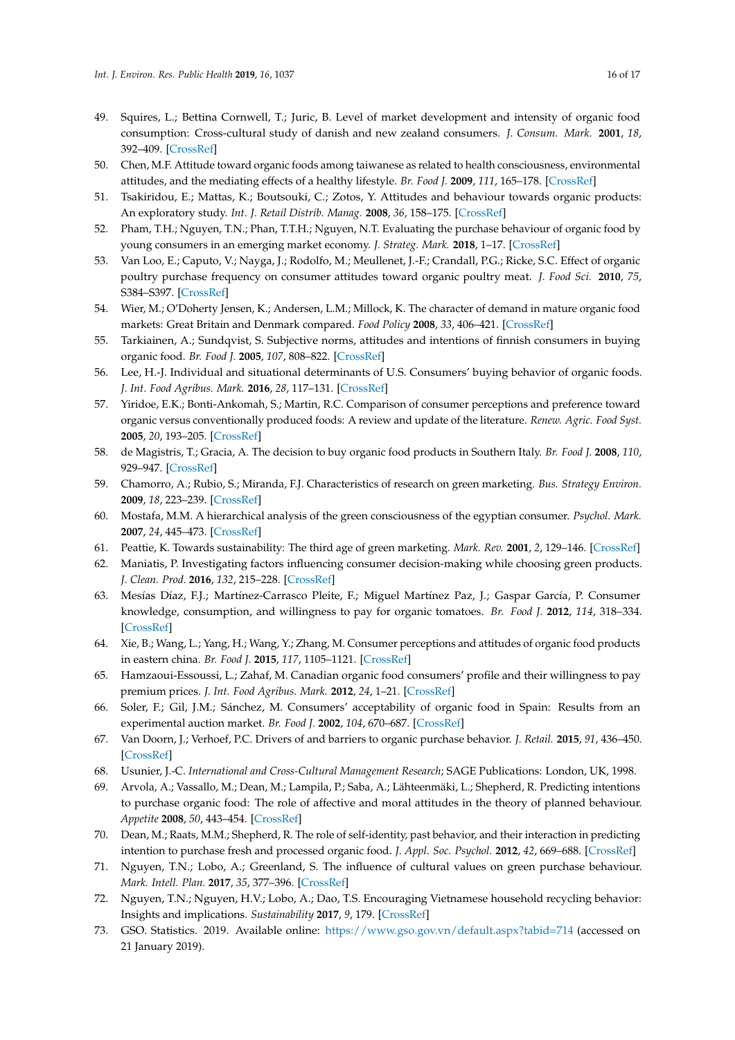49. Squires, L.; Bettina Cornwell, T.; Juric, B. Level of market development and intensity of organic food consumption: Cross-cultural study of danish and new zealand consumers. *J. Consum. Mark.* **2001**, *18*, 392–409. [CrossRef]
50. Chen, M.F. Attitude toward organic foods among taiwanese as related to health consciousness, environmental attitudes, and the mediating effects of a healthy lifestyle. *Br. Food J.* **2009**, *111*, 165–178. [CrossRef]
51. Tsakiridou, E.; Mattas, K.; Boutsouki, C.; Zotos, Y. Attitudes and behaviour towards organic products: An exploratory study. *Int. J. Retail Distrib. Manag.* **2008**, *36*, 158–175. [CrossRef]
52. Pham, T.H.; Nguyen, T.N.; Phan, T.T.H.; Nguyen, N.T. Evaluating the purchase behaviour of organic food by young consumers in an emerging market economy. *J. Strateg. Mark.* **2018**, 1–17. [CrossRef]
53. Van Loo, E.; Caputo, V.; Nayga, J.; Rodolfo, M.; Meullenet, J.-F.; Crandall, P.G.; Ricke, S.C. Effect of organic poultry purchase frequency on consumer attitudes toward organic poultry meat. *J. Food Sci.* **2010**, *75*, S384–S397. [CrossRef]
54. Wier, M.; O'Doherty Jensen, K.; Andersen, L.M.; Millock, K. The character of demand in mature organic food markets: Great Britain and Denmark compared. *Food Policy* **2008**, *33*, 406–421. [CrossRef]
55. Tarkiainen, A.; Sundqvist, S. Subjective norms, attitudes and intentions of finnish consumers in buying organic food. *Br. Food J.* **2005**, *107*, 808–822. [CrossRef]
56. Lee, H.-J. Individual and situational determinants of U.S. Consumers' buying behavior of organic foods. *J. Int. Food Agribus. Mark.* **2016**, *28*, 117–131. [CrossRef]
57. Yiridoe, E.K.; Bonti-Ankomah, S.; Martin, R.C. Comparison of consumer perceptions and preference toward organic versus conventionally produced foods: A review and update of the literature. *Renew. Agric. Food Syst.* **2005**, *20*, 193–205. [CrossRef]
58. de Magistris, T.; Gracia, A. The decision to buy organic food products in Southern Italy. *Br. Food J.* **2008**, *110*, 929–947. [CrossRef]
59. Chamorro, A.; Rubio, S.; Miranda, F.J. Characteristics of research on green marketing. *Bus. Strategy Environ.* **2009**, *18*, 223–239. [CrossRef]
60. Mostafa, M.M. A hierarchical analysis of the green consciousness of the egyptian consumer. *Psychol. Mark.* **2007**, *24*, 445–473. [CrossRef]
61. Peattie, K. Towards sustainability: The third age of green marketing. *Mark. Rev.* **2001**, *2*, 129–146. [CrossRef]
62. Maniatis, P. Investigating factors influencing consumer decision-making while choosing green products. *J. Clean. Prod.* **2016**, *132*, 215–228. [CrossRef]
63. Mesías Díaz, F.J.; Martínez-Carrasco Pleite, F.; Miguel Martínez Paz, J.; Gaspar García, P. Consumer knowledge, consumption, and willingness to pay for organic tomatoes. *Br. Food J.* **2012**, *114*, 318–334. [CrossRef]
64. Xie, B.; Wang, L.; Yang, H.; Wang, Y.; Zhang, M. Consumer perceptions and attitudes of organic food products in eastern china. *Br. Food J.* **2015**, *117*, 1105–1121. [CrossRef]
65. Hamzaoui-Essoussi, L.; Zahaf, M. Canadian organic food consumers' profile and their willingness to pay premium prices. *J. Int. Food Agribus. Mark.* **2012**, *24*, 1–21. [CrossRef]
66. Soler, F.; Gil, J.M.; Sánchez, M. Consumers' acceptability of organic food in Spain: Results from an experimental auction market. *Br. Food J.* **2002**, *104*, 670–687. [CrossRef]
67. Van Doorn, J.; Verhoef, P.C. Drivers of and barriers to organic purchase behavior. *J. Retail.* **2015**, *91*, 436–450. [CrossRef]
68. Usunier, J.-C. *International and Cross-Cultural Management Research*; SAGE Publications: London, UK, 1998.
69. Arvola, A.; Vassallo, M.; Dean, M.; Lampila, P.; Saba, A.; Lähteenmäki, L.; Shepherd, R. Predicting intentions to purchase organic food: The role of affective and moral attitudes in the theory of planned behaviour. *Appetite* **2008**, *50*, 443–454. [CrossRef]
70. Dean, M.; Raats, M.M.; Shepherd, R. The role of self-identity, past behavior, and their interaction in predicting intention to purchase fresh and processed organic food. *J. Appl. Soc. Psychol.* **2012**, *42*, 669–688. [CrossRef]
71. Nguyen, T.N.; Lobo, A.; Greenland, S. The influence of cultural values on green purchase behaviour. *Mark. Intell. Plan.* **2017**, *35*, 377–396. [CrossRef]
72. Nguyen, T.N.; Nguyen, H.V.; Lobo, A.; Dao, T.S. Encouraging Vietnamese household recycling behavior: Insights and implications. *Sustainability* **2017**, *9*, 179. [CrossRef]
73. GSO. Statistics. 2019. Available online: https://www.gso.gov.vn/default.aspx?tabid=714 (accessed on 21 January 2019).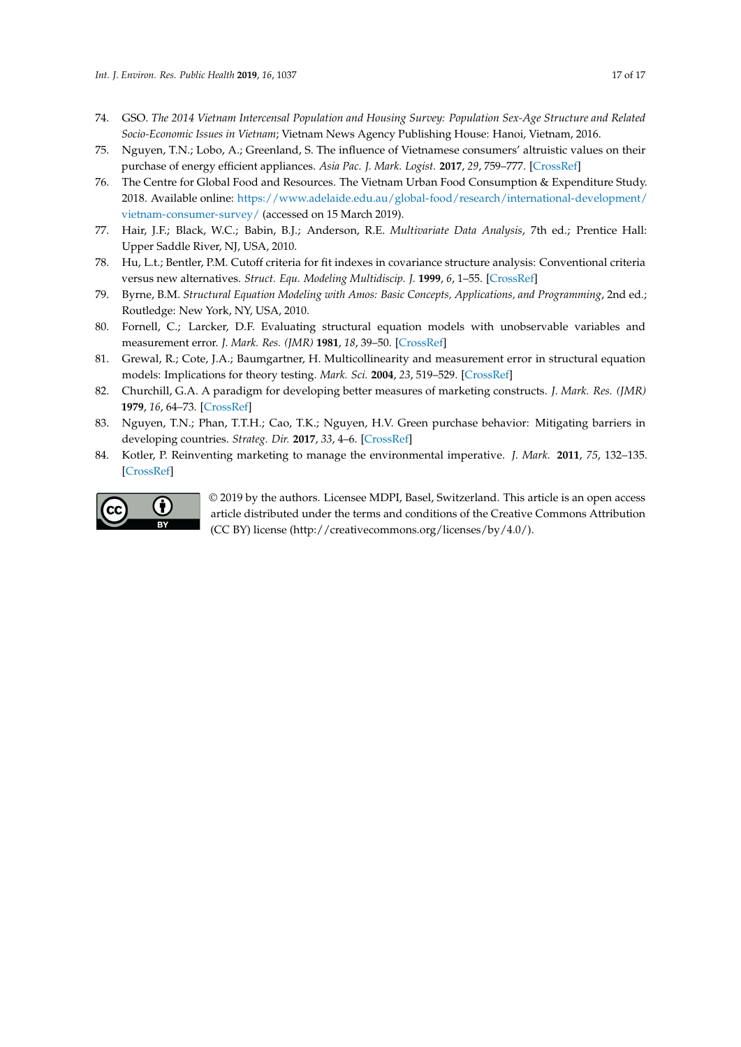74. GSO. *The 2014 Vietnam Intercensal Population and Housing Survey: Population Sex-Age Structure and Related Socio-Economic Issues in Vietnam*; Vietnam News Agency Publishing House: Hanoi, Vietnam, 2016.
75. Nguyen, T.N.; Lobo, A.; Greenland, S. The influence of Vietnamese consumers' altruistic values on their purchase of energy efficient appliances. *Asia Pac. J. Mark. Logist.* **2017**, *29*, 759–777. [CrossRef]
76. The Centre for Global Food and Resources. The Vietnam Urban Food Consumption & Expenditure Study. 2018. Available online: https://www.adelaide.edu.au/global-food/research/international-development/vietnam-consumer-survey/ (accessed on 15 March 2019).
77. Hair, J.F.; Black, W.C.; Babin, B.J.; Anderson, R.E. *Multivariate Data Analysis*, 7th ed.; Prentice Hall: Upper Saddle River, NJ, USA, 2010.
78. Hu, L.t.; Bentler, P.M. Cutoff criteria for fit indexes in covariance structure analysis: Conventional criteria versus new alternatives. *Struct. Equ. Modeling Multidiscip. J.* **1999**, *6*, 1–55. [CrossRef]
79. Byrne, B.M. *Structural Equation Modeling with Amos: Basic Concepts, Applications, and Programming*, 2nd ed.; Routledge: New York, NY, USA, 2010.
80. Fornell, C.; Larcker, D.F. Evaluating structural equation models with unobservable variables and measurement error. *J. Mark. Res. (JMR)* **1981**, *18*, 39–50. [CrossRef]
81. Grewal, R.; Cote, J.A.; Baumgartner, H. Multicollinearity and measurement error in structural equation models: Implications for theory testing. *Mark. Sci.* **2004**, *23*, 519–529. [CrossRef]
82. Churchill, G.A. A paradigm for developing better measures of marketing constructs. *J. Mark. Res. (JMR)* **1979**, *16*, 64–73. [CrossRef]
83. Nguyen, T.N.; Phan, T.T.H.; Cao, T.K.; Nguyen, H.V. Green purchase behavior: Mitigating barriers in developing countries. *Strateg. Dir.* **2017**, *33*, 4–6. [CrossRef]
84. Kotler, P. Reinventing marketing to manage the environmental imperative. *J. Mark.* **2011**, *75*, 132–135. [CrossRef]

© 2019 by the authors. Licensee MDPI, Basel, Switzerland. This article is an open access article distributed under the terms and conditions of the Creative Commons Attribution (CC BY) license (http://creativecommons.org/licenses/by/4.0/).